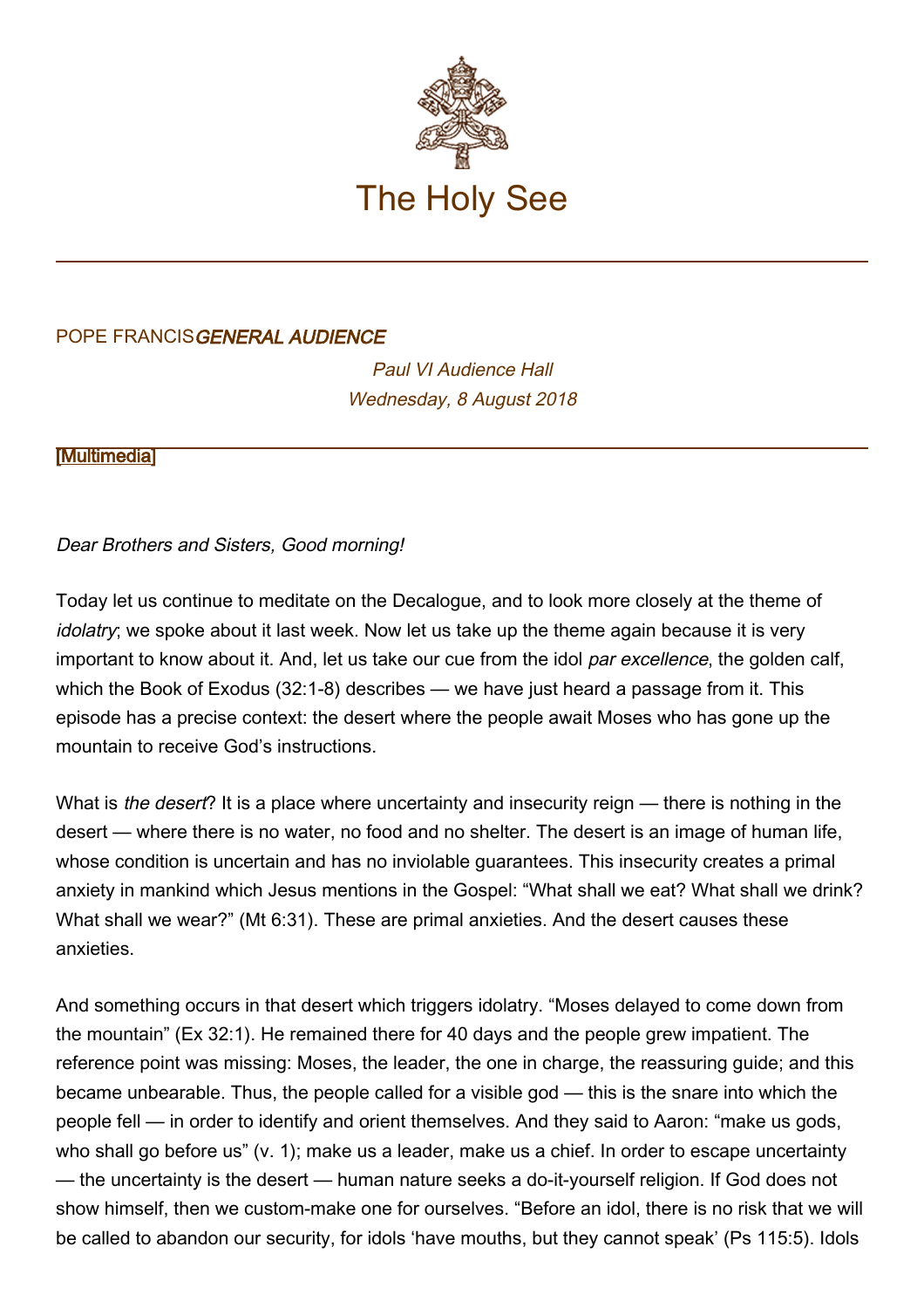# The Holy See

POPE FRANCIS *GENERAL AUDIENCE*

*Paul VI Audience Hall*
*Wednesday, 8 August 2018*

[Multimedia]

*Dear Brothers and Sisters, Good morning!*

Today let us continue to meditate on the Decalogue, and to look more closely at the theme of *idolatry*; we spoke about it last week. Now let us take up the theme again because it is very important to know about it. And, let us take our cue from the idol *par excellence*, the golden calf, which the Book of Exodus (32:1-8) describes — we have just heard a passage from it. This episode has a precise context: the desert where the people await Moses who has gone up the mountain to receive God's instructions.

What is *the desert*? It is a place where uncertainty and insecurity reign — there is nothing in the desert — where there is no water, no food and no shelter. The desert is an image of human life, whose condition is uncertain and has no inviolable guarantees. This insecurity creates a primal anxiety in mankind which Jesus mentions in the Gospel: "What shall we eat? What shall we drink? What shall we wear?" (Mt 6:31). These are primal anxieties. And the desert causes these anxieties.

And something occurs in that desert which triggers idolatry. "Moses delayed to come down from the mountain" (Ex 32:1). He remained there for 40 days and the people grew impatient. The reference point was missing: Moses, the leader, the one in charge, the reassuring guide; and this became unbearable. Thus, the people called for a visible god — this is the snare into which the people fell — in order to identify and orient themselves. And they said to Aaron: "make us gods, who shall go before us" (v. 1); make us a leader, make us a chief. In order to escape uncertainty — the uncertainty is the desert — human nature seeks a do-it-yourself religion. If God does not show himself, then we custom-make one for ourselves. "Before an idol, there is no risk that we will be called to abandon our security, for idols 'have mouths, but they cannot speak' (Ps 115:5). Idols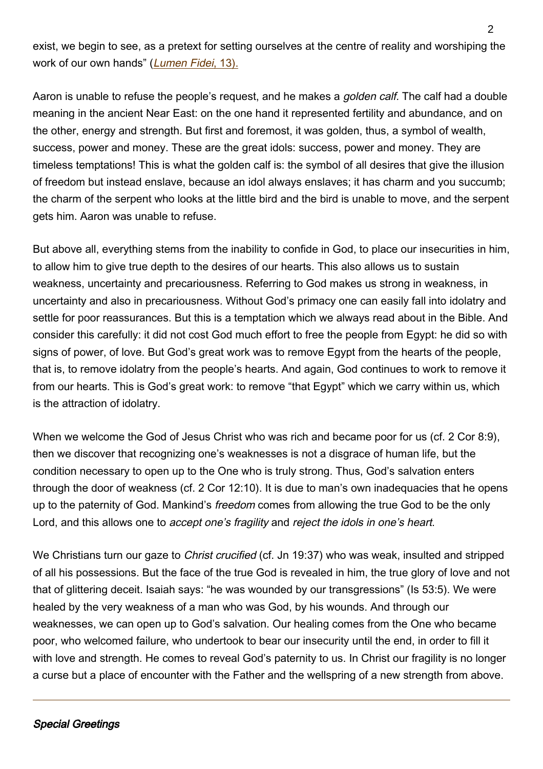exist, we begin to see, as a pretext for setting ourselves at the centre of reality and worshiping the work of our own hands" ([*Lumen Fidei*, 13).]

Aaron is unable to refuse the people's request, and he makes a *golden calf*. The calf had a double meaning in the ancient Near East: on the one hand it represented fertility and abundance, and on the other, energy and strength. But first and foremost, it was golden, thus, a symbol of wealth, success, power and money. These are the great idols: success, power and money. They are timeless temptations! This is what the golden calf is: the symbol of all desires that give the illusion of freedom but instead enslave, because an idol always enslaves; it has charm and you succumb; the charm of the serpent who looks at the little bird and the bird is unable to move, and the serpent gets him. Aaron was unable to refuse.

But above all, everything stems from the inability to confide in God, to place our insecurities in him, to allow him to give true depth to the desires of our hearts. This also allows us to sustain weakness, uncertainty and precariousness. Referring to God makes us strong in weakness, in uncertainty and also in precariousness. Without God's primacy one can easily fall into idolatry and settle for poor reassurances. But this is a temptation which we always read about in the Bible. And consider this carefully: it did not cost God much effort to free the people from Egypt: he did so with signs of power, of love. But God's great work was to remove Egypt from the hearts of the people, that is, to remove idolatry from the people's hearts. And again, God continues to work to remove it from our hearts. This is God's great work: to remove "that Egypt" which we carry within us, which is the attraction of idolatry.

When we welcome the God of Jesus Christ who was rich and became poor for us (cf. 2 Cor 8:9), then we discover that recognizing one's weaknesses is not a disgrace of human life, but the condition necessary to open up to the One who is truly strong. Thus, God's salvation enters through the door of weakness (cf. 2 Cor 12:10). It is due to man's own inadequacies that he opens up to the paternity of God. Mankind's *freedom* comes from allowing the true God to be the only Lord, and this allows one to *accept one's fragility* and *reject the idols in one's heart*.

We Christians turn our gaze to *Christ crucified* (cf. Jn 19:37) who was weak, insulted and stripped of all his possessions. But the face of the true God is revealed in him, the true glory of love and not that of glittering deceit. Isaiah says: "he was wounded by our transgressions" (Is 53:5). We were healed by the very weakness of a man who was God, by his wounds. And through our weaknesses, we can open up to God's salvation. Our healing comes from the One who became poor, who welcomed failure, who undertook to bear our insecurity until the end, in order to fill it with love and strength. He comes to reveal God's paternity to us. In Christ our fragility is no longer a curse but a place of encounter with the Father and the wellspring of a new strength from above.

---

***Special Greetings***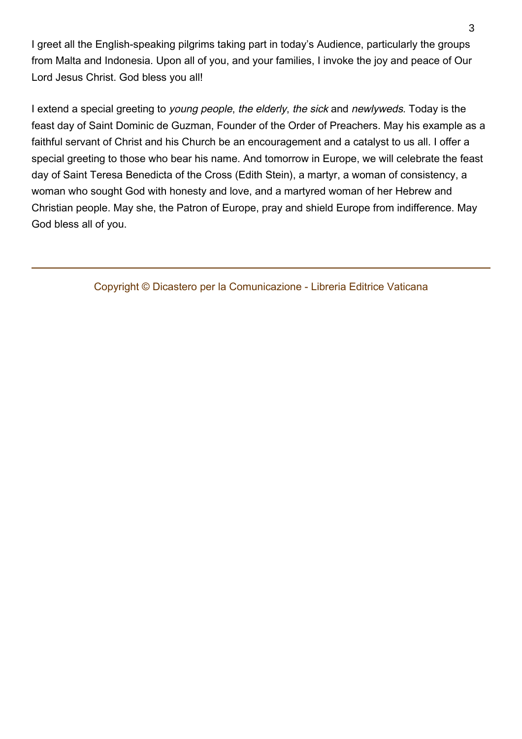I greet all the English-speaking pilgrims taking part in today's Audience, particularly the groups from Malta and Indonesia. Upon all of you, and your families, I invoke the joy and peace of Our Lord Jesus Christ. God bless you all!

I extend a special greeting to *young people*, *the elderly*, *the sick* and *newlyweds*. Today is the feast day of Saint Dominic de Guzman, Founder of the Order of Preachers. May his example as a faithful servant of Christ and his Church be an encouragement and a catalyst to us all. I offer a special greeting to those who bear his name. And tomorrow in Europe, we will celebrate the feast day of Saint Teresa Benedicta of the Cross (Edith Stein), a martyr, a woman of consistency, a woman who sought God with honesty and love, and a martyred woman of her Hebrew and Christian people. May she, the Patron of Europe, pray and shield Europe from indifference. May God bless all of you.

---

Copyright © Dicastero per la Comunicazione - Libreria Editrice Vaticana